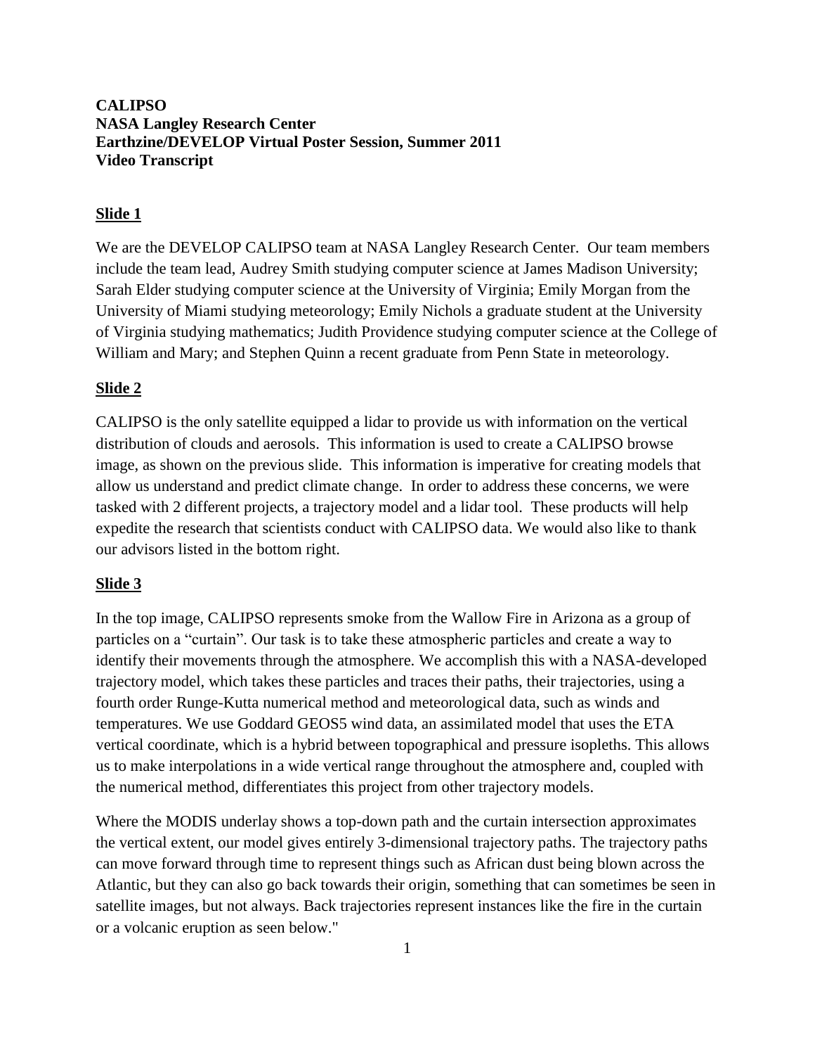**CALIPSO**
**NASA Langley Research Center**
**Earthzine/DEVELOP Virtual Poster Session, Summer 2011**
**Video Transcript**

## Slide 1

We are the DEVELOP CALIPSO team at NASA Langley Research Center. Our team members include the team lead, Audrey Smith studying computer science at James Madison University; Sarah Elder studying computer science at the University of Virginia; Emily Morgan from the University of Miami studying meteorology; Emily Nichols a graduate student at the University of Virginia studying mathematics; Judith Providence studying computer science at the College of William and Mary; and Stephen Quinn a recent graduate from Penn State in meteorology.

## Slide 2

CALIPSO is the only satellite equipped a lidar to provide us with information on the vertical distribution of clouds and aerosols. This information is used to create a CALIPSO browse image, as shown on the previous slide. This information is imperative for creating models that allow us understand and predict climate change. In order to address these concerns, we were tasked with 2 different projects, a trajectory model and a lidar tool. These products will help expedite the research that scientists conduct with CALIPSO data. We would also like to thank our advisors listed in the bottom right.

## Slide 3

In the top image, CALIPSO represents smoke from the Wallow Fire in Arizona as a group of particles on a "curtain". Our task is to take these atmospheric particles and create a way to identify their movements through the atmosphere. We accomplish this with a NASA-developed trajectory model, which takes these particles and traces their paths, their trajectories, using a fourth order Runge-Kutta numerical method and meteorological data, such as winds and temperatures. We use Goddard GEOS5 wind data, an assimilated model that uses the ETA vertical coordinate, which is a hybrid between topographical and pressure isopleths. This allows us to make interpolations in a wide vertical range throughout the atmosphere and, coupled with the numerical method, differentiates this project from other trajectory models.

Where the MODIS underlay shows a top-down path and the curtain intersection approximates the vertical extent, our model gives entirely 3-dimensional trajectory paths. The trajectory paths can move forward through time to represent things such as African dust being blown across the Atlantic, but they can also go back towards their origin, something that can sometimes be seen in satellite images, but not always. Back trajectories represent instances like the fire in the curtain or a volcanic eruption as seen below."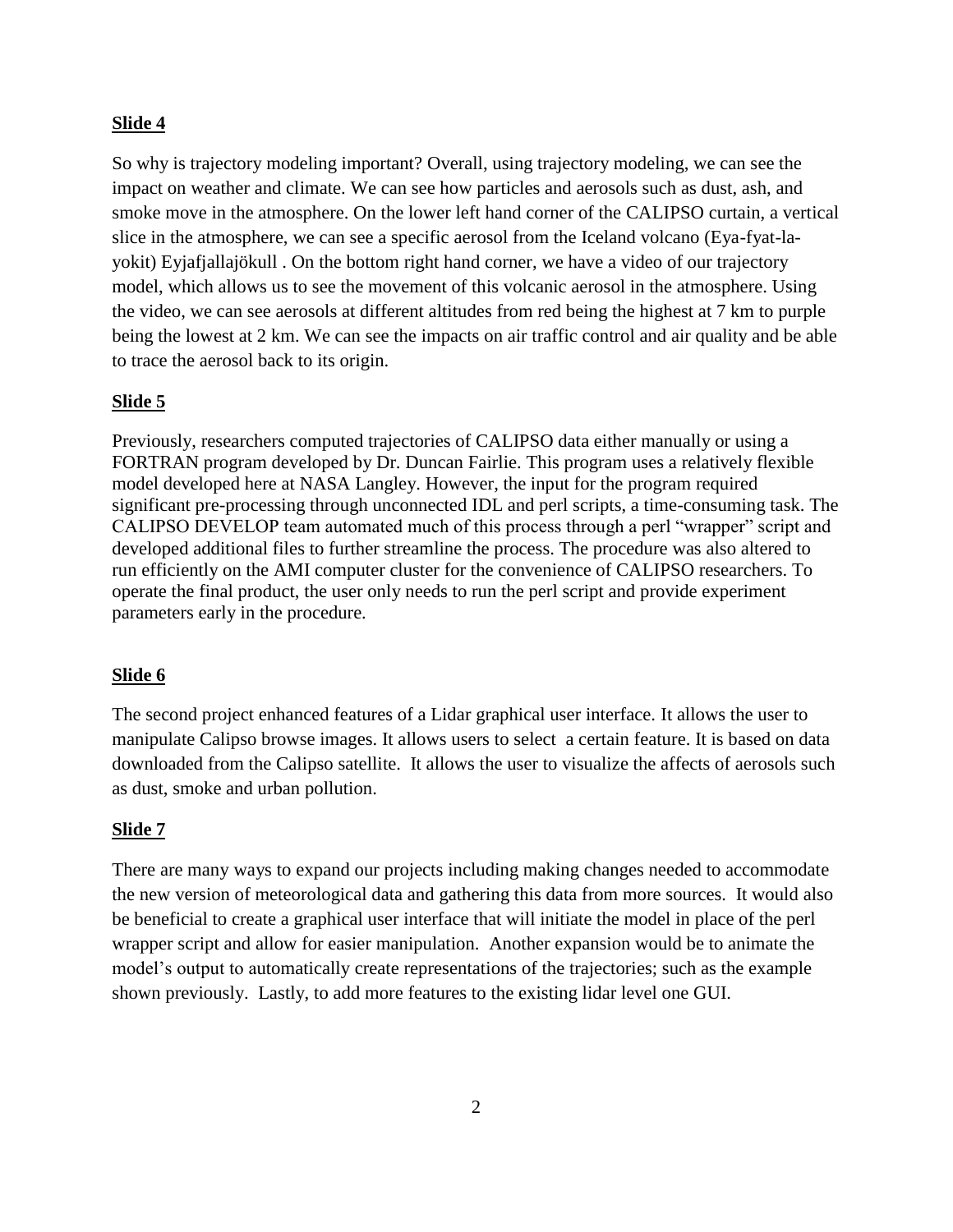**Slide 4**

So why is trajectory modeling important? Overall, using trajectory modeling, we can see the impact on weather and climate. We can see how particles and aerosols such as dust, ash, and smoke move in the atmosphere. On the lower left hand corner of the CALIPSO curtain, a vertical slice in the atmosphere, we can see a specific aerosol from the Iceland volcano (Eya-fyat-la-yokit) Eyjafjallajökull . On the bottom right hand corner, we have a video of our trajectory model, which allows us to see the movement of this volcanic aerosol in the atmosphere. Using the video, we can see aerosols at different altitudes from red being the highest at 7 km to purple being the lowest at 2 km. We can see the impacts on air traffic control and air quality and be able to trace the aerosol back to its origin.

**Slide 5**

Previously, researchers computed trajectories of CALIPSO data either manually or using a FORTRAN program developed by Dr. Duncan Fairlie. This program uses a relatively flexible model developed here at NASA Langley. However, the input for the program required significant pre-processing through unconnected IDL and perl scripts, a time-consuming task. The CALIPSO DEVELOP team automated much of this process through a perl "wrapper" script and developed additional files to further streamline the process. The procedure was also altered to run efficiently on the AMI computer cluster for the convenience of CALIPSO researchers. To operate the final product, the user only needs to run the perl script and provide experiment parameters early in the procedure.

**Slide 6**

The second project enhanced features of a Lidar graphical user interface. It allows the user to manipulate Calipso browse images. It allows users to select a certain feature. It is based on data downloaded from the Calipso satellite. It allows the user to visualize the affects of aerosols such as dust, smoke and urban pollution.

**Slide 7**

There are many ways to expand our projects including making changes needed to accommodate the new version of meteorological data and gathering this data from more sources. It would also be beneficial to create a graphical user interface that will initiate the model in place of the perl wrapper script and allow for easier manipulation. Another expansion would be to animate the model's output to automatically create representations of the trajectories; such as the example shown previously. Lastly, to add more features to the existing lidar level one GUI.